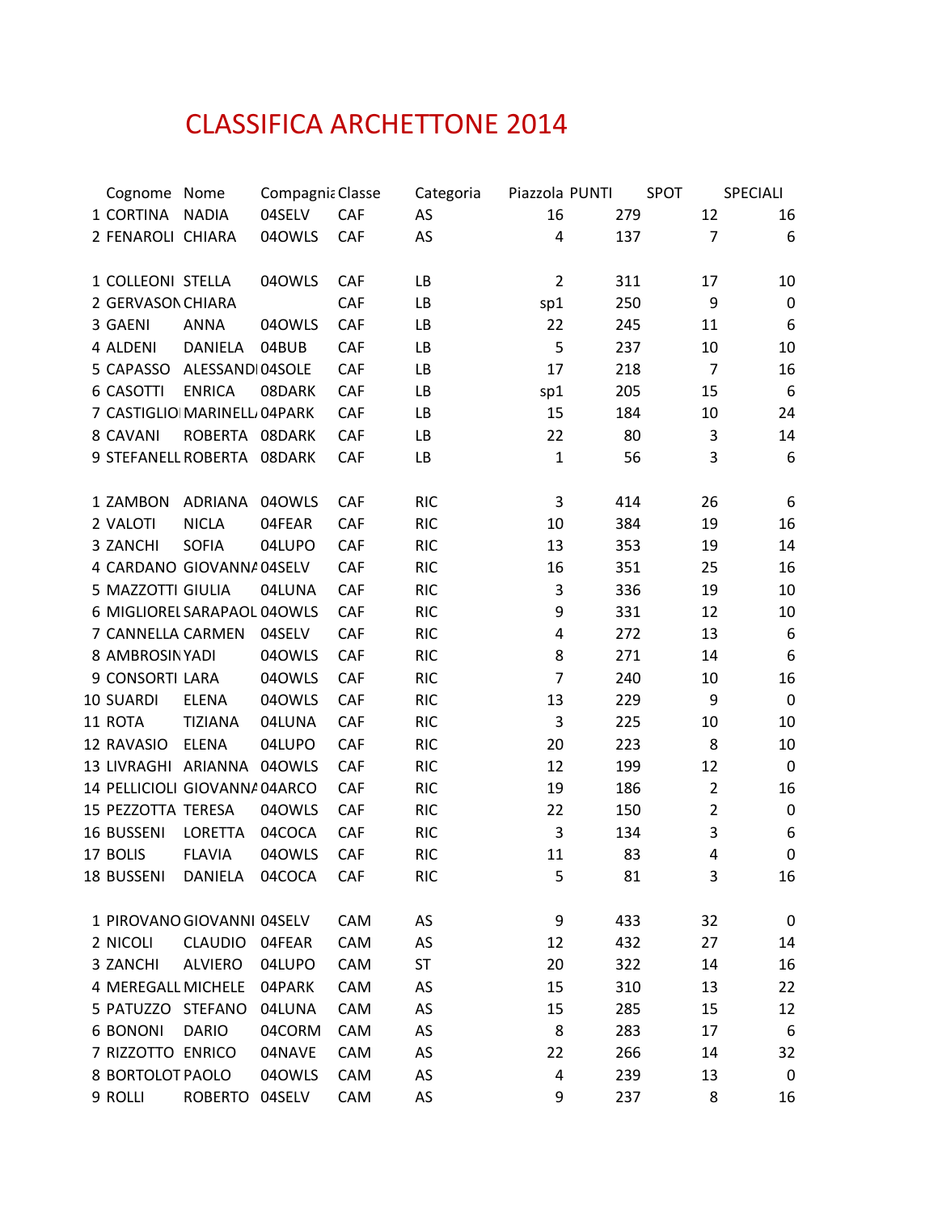# CLASSIFICA ARCHETTONE 2014

| | Cognome | Nome | Compagnia | Classe | Categoria | Piazzola | PUNTI | SPOT | SPECIALI |
|---|---|---|---|---|---|---|---|---|---|
| 1 | CORTINA | NADIA | 04SELV | CAF | AS | 16 | 279 | 12 | 16 |
| 2 | FENAROLI | CHIARA | 04OWLS | CAF | AS | 4 | 137 | 7 | 6 |
| | | | | | | | | | |
| 1 | COLLEONI | STELLA | 04OWLS | CAF | LB | 2 | 311 | 17 | 10 |
| 2 | GERVASON | CHIARA | | CAF | LB | sp1 | 250 | 9 | 0 |
| 3 | GAENI | ANNA | 04OWLS | CAF | LB | 22 | 245 | 11 | 6 |
| 4 | ALDENI | DANIELA | 04BUB | CAF | LB | 5 | 237 | 10 | 10 |
| 5 | CAPASSO | ALESSANDI | 04SOLE | CAF | LB | 17 | 218 | 7 | 16 |
| 6 | CASOTTI | ENRICA | 08DARK | CAF | LB | sp1 | 205 | 15 | 6 |
| 7 | CASTIGLIO | MARINELL | 04PARK | CAF | LB | 15 | 184 | 10 | 24 |
| 8 | CAVANI | ROBERTA | 08DARK | CAF | LB | 22 | 80 | 3 | 14 |
| 9 | STEFANELL | ROBERTA | 08DARK | CAF | LB | 1 | 56 | 3 | 6 |
| | | | | | | | | | |
| 1 | ZAMBON | ADRIANA | 04OWLS | CAF | RIC | 3 | 414 | 26 | 6 |
| 2 | VALOTI | NICLA | 04FEAR | CAF | RIC | 10 | 384 | 19 | 16 |
| 3 | ZANCHI | SOFIA | 04LUPO | CAF | RIC | 13 | 353 | 19 | 14 |
| 4 | CARDANO | GIOVANNA | 04SELV | CAF | RIC | 16 | 351 | 25 | 16 |
| 5 | MAZZOTTI | GIULIA | 04LUNA | CAF | RIC | 3 | 336 | 19 | 10 |
| 6 | MIGLIOREL | SARAPAOL | 04OWLS | CAF | RIC | 9 | 331 | 12 | 10 |
| 7 | CANNELLA | CARMEN | 04SELV | CAF | RIC | 4 | 272 | 13 | 6 |
| 8 | AMBROSIN | YADI | 04OWLS | CAF | RIC | 8 | 271 | 14 | 6 |
| 9 | CONSORTI | LARA | 04OWLS | CAF | RIC | 7 | 240 | 10 | 16 |
| 10 | SUARDI | ELENA | 04OWLS | CAF | RIC | 13 | 229 | 9 | 0 |
| 11 | ROTA | TIZIANA | 04LUNA | CAF | RIC | 3 | 225 | 10 | 10 |
| 12 | RAVASIO | ELENA | 04LUPO | CAF | RIC | 20 | 223 | 8 | 10 |
| 13 | LIVRAGHI | ARIANNA | 04OWLS | CAF | RIC | 12 | 199 | 12 | 0 |
| 14 | PELLICIOLI | GIOVANNA | 04ARCO | CAF | RIC | 19 | 186 | 2 | 16 |
| 15 | PEZZOTTA | TERESA | 04OWLS | CAF | RIC | 22 | 150 | 2 | 0 |
| 16 | BUSSENI | LORETTA | 04COCA | CAF | RIC | 3 | 134 | 3 | 6 |
| 17 | BOLIS | FLAVIA | 04OWLS | CAF | RIC | 11 | 83 | 4 | 0 |
| 18 | BUSSENI | DANIELA | 04COCA | CAF | RIC | 5 | 81 | 3 | 16 |
| | | | | | | | | | |
| 1 | PIROVANO | GIOVANNI | 04SELV | CAM | AS | 9 | 433 | 32 | 0 |
| 2 | NICOLI | CLAUDIO | 04FEAR | CAM | AS | 12 | 432 | 27 | 14 |
| 3 | ZANCHI | ALVIERO | 04LUPO | CAM | ST | 20 | 322 | 14 | 16 |
| 4 | MEREGALL | MICHELE | 04PARK | CAM | AS | 15 | 310 | 13 | 22 |
| 5 | PATUZZO | STEFANO | 04LUNA | CAM | AS | 15 | 285 | 15 | 12 |
| 6 | BONONI | DARIO | 04CORM | CAM | AS | 8 | 283 | 17 | 6 |
| 7 | RIZZOTTO | ENRICO | 04NAVE | CAM | AS | 22 | 266 | 14 | 32 |
| 8 | BORTOLOT | PAOLO | 04OWLS | CAM | AS | 4 | 239 | 13 | 0 |
| 9 | ROLLI | ROBERTO | 04SELV | CAM | AS | 9 | 237 | 8 | 16 |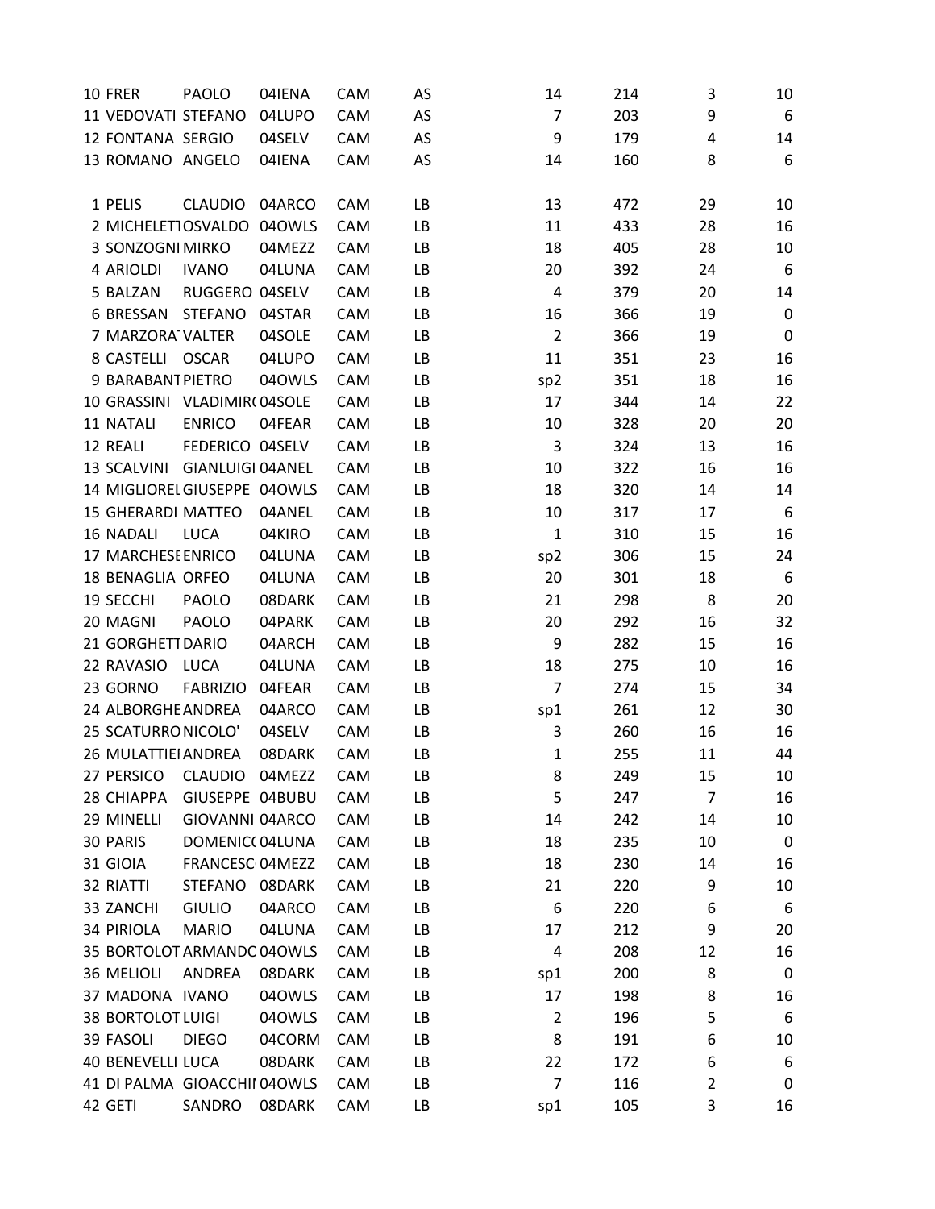| | | | | | | | | |
|---|---|---|---|---|---|---|---|---|
| 10 | FRER | PAOLO | 04IENA | CAM | AS | 14 | 214 | 3 | 10 |
| 11 | VEDOVATI | STEFANO | 04LUPO | CAM | AS | 7 | 203 | 9 | 6 |
| 12 | FONTANA | SERGIO | 04SELV | CAM | AS | 9 | 179 | 4 | 14 |
| 13 | ROMANO | ANGELO | 04IENA | CAM | AS | 14 | 160 | 8 | 6 |
| | | | | | | | | | |
| 1 | PELIS | CLAUDIO | 04ARCO | CAM | LB | 13 | 472 | 29 | 10 |
| 2 | MICHELETT | OSVALDO | 04OWLS | CAM | LB | 11 | 433 | 28 | 16 |
| 3 | SONZOGNI | MIRKO | 04MEZZ | CAM | LB | 18 | 405 | 28 | 10 |
| 4 | ARIOLDI | IVANO | 04LUNA | CAM | LB | 20 | 392 | 24 | 6 |
| 5 | BALZAN | RUGGERO | 04SELV | CAM | LB | 4 | 379 | 20 | 14 |
| 6 | BRESSAN | STEFANO | 04STAR | CAM | LB | 16 | 366 | 19 | 0 |
| 7 | MARZORA | VALTER | 04SOLE | CAM | LB | 2 | 366 | 19 | 0 |
| 8 | CASTELLI | OSCAR | 04LUPO | CAM | LB | 11 | 351 | 23 | 16 |
| 9 | BARABANT | PIETRO | 04OWLS | CAM | LB | sp2 | 351 | 18 | 16 |
| 10 | GRASSINI | VLADIMIR | 04SOLE | CAM | LB | 17 | 344 | 14 | 22 |
| 11 | NATALI | ENRICO | 04FEAR | CAM | LB | 10 | 328 | 20 | 20 |
| 12 | REALI | FEDERICO | 04SELV | CAM | LB | 3 | 324 | 13 | 16 |
| 13 | SCALVINI | GIANLUIGI | 04ANEL | CAM | LB | 10 | 322 | 16 | 16 |
| 14 | MIGLIOREL | GIUSEPPE | 04OWLS | CAM | LB | 18 | 320 | 14 | 14 |
| 15 | GHERARDI | MATTEO | 04ANEL | CAM | LB | 10 | 317 | 17 | 6 |
| 16 | NADALI | LUCA | 04KIRO | CAM | LB | 1 | 310 | 15 | 16 |
| 17 | MARCHESE | ENRICO | 04LUNA | CAM | LB | sp2 | 306 | 15 | 24 |
| 18 | BENAGLIA | ORFEO | 04LUNA | CAM | LB | 20 | 301 | 18 | 6 |
| 19 | SECCHI | PAOLO | 08DARK | CAM | LB | 21 | 298 | 8 | 20 |
| 20 | MAGNI | PAOLO | 04PARK | CAM | LB | 20 | 292 | 16 | 32 |
| 21 | GORGHETT | DARIO | 04ARCH | CAM | LB | 9 | 282 | 15 | 16 |
| 22 | RAVASIO | LUCA | 04LUNA | CAM | LB | 18 | 275 | 10 | 16 |
| 23 | GORNO | FABRIZIO | 04FEAR | CAM | LB | 7 | 274 | 15 | 34 |
| 24 | ALBORGHE | ANDREA | 04ARCO | CAM | LB | sp1 | 261 | 12 | 30 |
| 25 | SCATURRO | NICOLO' | 04SELV | CAM | LB | 3 | 260 | 16 | 16 |
| 26 | MULATTIEI | ANDREA | 08DARK | CAM | LB | 1 | 255 | 11 | 44 |
| 27 | PERSICO | CLAUDIO | 04MEZZ | CAM | LB | 8 | 249 | 15 | 10 |
| 28 | CHIAPPA | GIUSEPPE | 04BUBU | CAM | LB | 5 | 247 | 7 | 16 |
| 29 | MINELLI | GIOVANNI | 04ARCO | CAM | LB | 14 | 242 | 14 | 10 |
| 30 | PARIS | DOMENIC( | 04LUNA | CAM | LB | 18 | 235 | 10 | 0 |
| 31 | GIOIA | FRANCESC | 04MEZZ | CAM | LB | 18 | 230 | 14 | 16 |
| 32 | RIATTI | STEFANO | 08DARK | CAM | LB | 21 | 220 | 9 | 10 |
| 33 | ZANCHI | GIULIO | 04ARCO | CAM | LB | 6 | 220 | 6 | 6 |
| 34 | PIRIOLA | MARIO | 04LUNA | CAM | LB | 17 | 212 | 9 | 20 |
| 35 | BORTOLOT | ARMANDO | 04OWLS | CAM | LB | 4 | 208 | 12 | 16 |
| 36 | MELIOLI | ANDREA | 08DARK | CAM | LB | sp1 | 200 | 8 | 0 |
| 37 | MADONA | IVANO | 04OWLS | CAM | LB | 17 | 198 | 8 | 16 |
| 38 | BORTOLOT | LUIGI | 04OWLS | CAM | LB | 2 | 196 | 5 | 6 |
| 39 | FASOLI | DIEGO | 04CORM | CAM | LB | 8 | 191 | 6 | 10 |
| 40 | BENEVELLI | LUCA | 08DARK | CAM | LB | 22 | 172 | 6 | 6 |
| 41 | DI PALMA | GIOACCHI | 04OWLS | CAM | LB | 7 | 116 | 2 | 0 |
| 42 | GETI | SANDRO | 08DARK | CAM | LB | sp1 | 105 | 3 | 16 |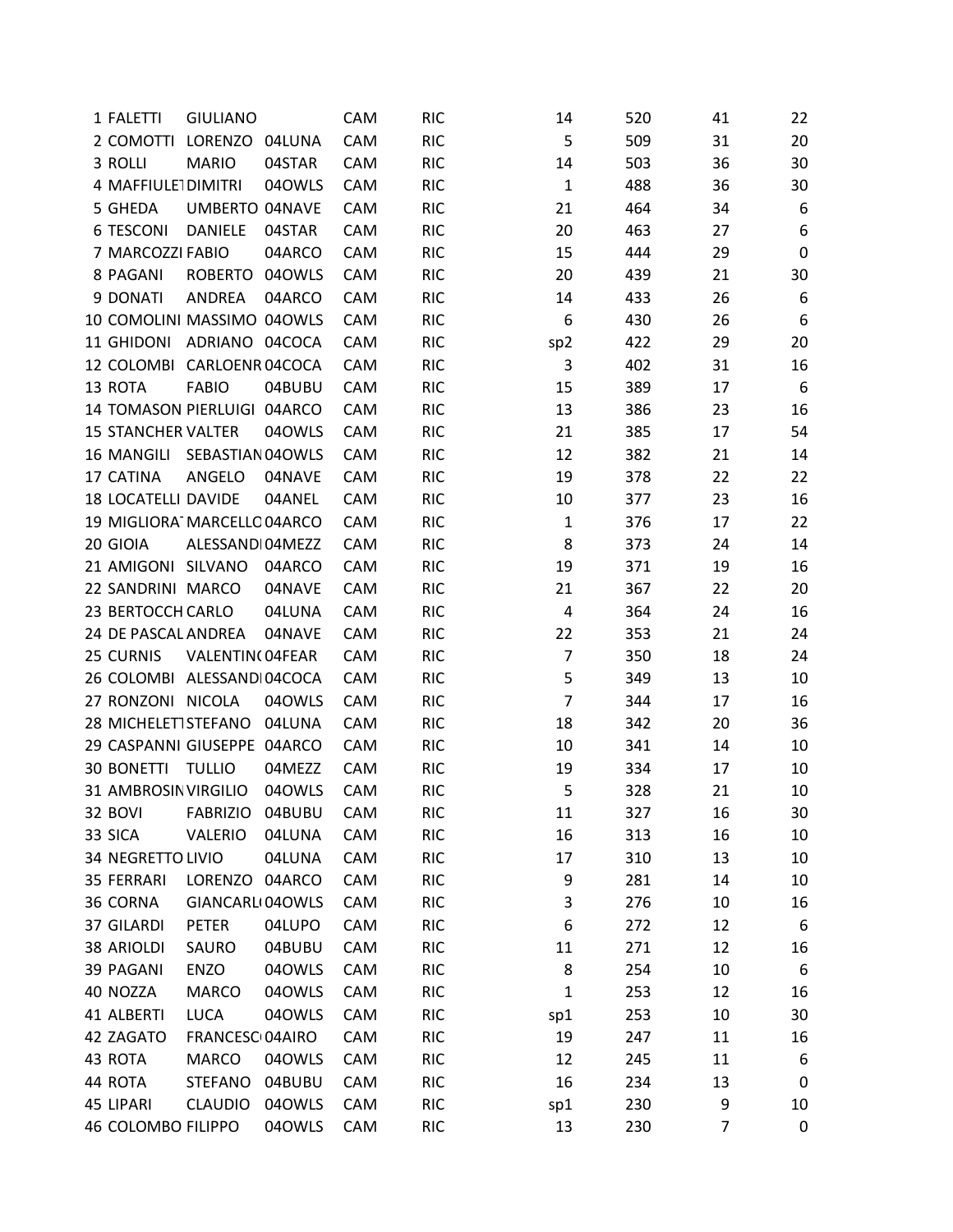| 1 | FALETTI | GIULIANO | | CAM | RIC | 14 | 520 | 41 | 22 |
|---|---|---|---|---|---|---|---|---|---|
| 2 | COMOTTI | LORENZO | 04LUNA | CAM | RIC | 5 | 509 | 31 | 20 |
| 3 | ROLLI | MARIO | 04STAR | CAM | RIC | 14 | 503 | 36 | 30 |
| 4 | MAFFIULET | DIMITRI | 04OWLS | CAM | RIC | 1 | 488 | 36 | 30 |
| 5 | GHEDA | UMBERTO | 04NAVE | CAM | RIC | 21 | 464 | 34 | 6 |
| 6 | TESCONI | DANIELE | 04STAR | CAM | RIC | 20 | 463 | 27 | 6 |
| 7 | MARCOZZI | FABIO | 04ARCO | CAM | RIC | 15 | 444 | 29 | 0 |
| 8 | PAGANI | ROBERTO | 04OWLS | CAM | RIC | 20 | 439 | 21 | 30 |
| 9 | DONATI | ANDREA | 04ARCO | CAM | RIC | 14 | 433 | 26 | 6 |
| 10 | COMOLINI | MASSIMO | 04OWLS | CAM | RIC | 6 | 430 | 26 | 6 |
| 11 | GHIDONI | ADRIANO | 04COCA | CAM | RIC | sp2 | 422 | 29 | 20 |
| 12 | COLOMBI | CARLOENR | 04COCA | CAM | RIC | 3 | 402 | 31 | 16 |
| 13 | ROTA | FABIO | 04BUBU | CAM | RIC | 15 | 389 | 17 | 6 |
| 14 | TOMASON | PIERLUIGI | 04ARCO | CAM | RIC | 13 | 386 | 23 | 16 |
| 15 | STANCHER | VALTER | 04OWLS | CAM | RIC | 21 | 385 | 17 | 54 |
| 16 | MANGILI | SEBASTIAN | 04OWLS | CAM | RIC | 12 | 382 | 21 | 14 |
| 17 | CATINA | ANGELO | 04NAVE | CAM | RIC | 19 | 378 | 22 | 22 |
| 18 | LOCATELLI | DAVIDE | 04ANEL | CAM | RIC | 10 | 377 | 23 | 16 |
| 19 | MIGLIORAT | MARCELLO | 04ARCO | CAM | RIC | 1 | 376 | 17 | 22 |
| 20 | GIOIA | ALESSANDI | 04MEZZ | CAM | RIC | 8 | 373 | 24 | 14 |
| 21 | AMIGONI | SILVANO | 04ARCO | CAM | RIC | 19 | 371 | 19 | 16 |
| 22 | SANDRINI | MARCO | 04NAVE | CAM | RIC | 21 | 367 | 22 | 20 |
| 23 | BERTOCCH | CARLO | 04LUNA | CAM | RIC | 4 | 364 | 24 | 16 |
| 24 | DE PASCAL | ANDREA | 04NAVE | CAM | RIC | 22 | 353 | 21 | 24 |
| 25 | CURNIS | VALENTIN( | 04FEAR | CAM | RIC | 7 | 350 | 18 | 24 |
| 26 | COLOMBI | ALESSANDI | 04COCA | CAM | RIC | 5 | 349 | 13 | 10 |
| 27 | RONZONI | NICOLA | 04OWLS | CAM | RIC | 7 | 344 | 17 | 16 |
| 28 | MICHELETT | STEFANO | 04LUNA | CAM | RIC | 18 | 342 | 20 | 36 |
| 29 | CASPANNI | GIUSEPPE | 04ARCO | CAM | RIC | 10 | 341 | 14 | 10 |
| 30 | BONETTI | TULLIO | 04MEZZ | CAM | RIC | 19 | 334 | 17 | 10 |
| 31 | AMBROSIN | VIRGILIO | 04OWLS | CAM | RIC | 5 | 328 | 21 | 10 |
| 32 | BOVI | FABRIZIO | 04BUBU | CAM | RIC | 11 | 327 | 16 | 30 |
| 33 | SICA | VALERIO | 04LUNA | CAM | RIC | 16 | 313 | 16 | 10 |
| 34 | NEGRETTO | LIVIO | 04LUNA | CAM | RIC | 17 | 310 | 13 | 10 |
| 35 | FERRARI | LORENZO | 04ARCO | CAM | RIC | 9 | 281 | 14 | 10 |
| 36 | CORNA | GIANCARL( | 04OWLS | CAM | RIC | 3 | 276 | 10 | 16 |
| 37 | GILARDI | PETER | 04LUPO | CAM | RIC | 6 | 272 | 12 | 6 |
| 38 | ARIOLDI | SAURO | 04BUBU | CAM | RIC | 11 | 271 | 12 | 16 |
| 39 | PAGANI | ENZO | 04OWLS | CAM | RIC | 8 | 254 | 10 | 6 |
| 40 | NOZZA | MARCO | 04OWLS | CAM | RIC | 1 | 253 | 12 | 16 |
| 41 | ALBERTI | LUCA | 04OWLS | CAM | RIC | sp1 | 253 | 10 | 30 |
| 42 | ZAGATO | FRANCESC( | 04AIRO | CAM | RIC | 19 | 247 | 11 | 16 |
| 43 | ROTA | MARCO | 04OWLS | CAM | RIC | 12 | 245 | 11 | 6 |
| 44 | ROTA | STEFANO | 04BUBU | CAM | RIC | 16 | 234 | 13 | 0 |
| 45 | LIPARI | CLAUDIO | 04OWLS | CAM | RIC | sp1 | 230 | 9 | 10 |
| 46 | COLOMBO | FILIPPO | 04OWLS | CAM | RIC | 13 | 230 | 7 | 0 |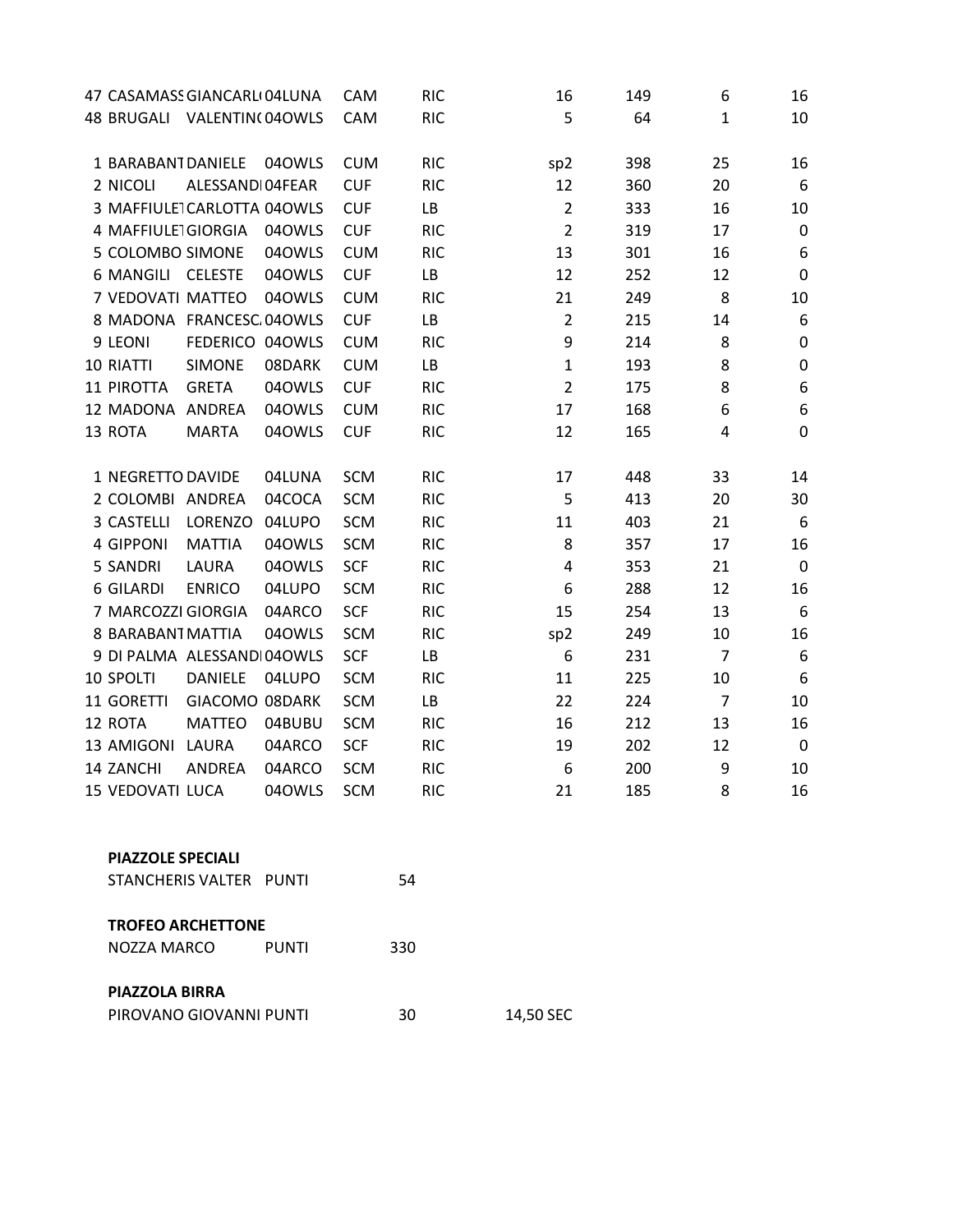| | | | | | | | | | |
|---|---|---|---|---|---|---|---|---|---|
| 47 | CASAMASS | GIANCARL( | 04LUNA | CAM | RIC | 16 | 149 | 6 | 16 |
| 48 | BRUGALI | VALENTIN( | 04OWLS | CAM | RIC | 5 | 64 | 1 | 10 |

| | | | | | | | | | |
|---|---|---|---|---|---|---|---|---|---|
| 1 | BARABANT | DANIELE | 04OWLS | CUM | RIC | sp2 | 398 | 25 | 16 |
| 2 | NICOLI | ALESSANDI | 04FEAR | CUF | RIC | 12 | 360 | 20 | 6 |
| 3 | MAFFIULET | CARLOTTA | 04OWLS | CUF | LB | 2 | 333 | 16 | 10 |
| 4 | MAFFIULET | GIORGIA | 04OWLS | CUF | RIC | 2 | 319 | 17 | 0 |
| 5 | COLOMBO | SIMONE | 04OWLS | CUM | RIC | 13 | 301 | 16 | 6 |
| 6 | MANGILI | CELESTE | 04OWLS | CUF | LB | 12 | 252 | 12 | 0 |
| 7 | VEDOVATI | MATTEO | 04OWLS | CUM | RIC | 21 | 249 | 8 | 10 |
| 8 | MADONA | FRANCESC. | 04OWLS | CUF | LB | 2 | 215 | 14 | 6 |
| 9 | LEONI | FEDERICO | 04OWLS | CUM | RIC | 9 | 214 | 8 | 0 |
| 10 | RIATTI | SIMONE | 08DARK | CUM | LB | 1 | 193 | 8 | 0 |
| 11 | PIROTTA | GRETA | 04OWLS | CUF | RIC | 2 | 175 | 8 | 6 |
| 12 | MADONA | ANDREA | 04OWLS | CUM | RIC | 17 | 168 | 6 | 6 |
| 13 | ROTA | MARTA | 04OWLS | CUF | RIC | 12 | 165 | 4 | 0 |

| | | | | | | | | | |
|---|---|---|---|---|---|---|---|---|---|
| 1 | NEGRETTO | DAVIDE | 04LUNA | SCM | RIC | 17 | 448 | 33 | 14 |
| 2 | COLOMBI | ANDREA | 04COCA | SCM | RIC | 5 | 413 | 20 | 30 |
| 3 | CASTELLI | LORENZO | 04LUPO | SCM | RIC | 11 | 403 | 21 | 6 |
| 4 | GIPPONI | MATTIA | 04OWLS | SCM | RIC | 8 | 357 | 17 | 16 |
| 5 | SANDRI | LAURA | 04OWLS | SCF | RIC | 4 | 353 | 21 | 0 |
| 6 | GILARDI | ENRICO | 04LUPO | SCM | RIC | 6 | 288 | 12 | 16 |
| 7 | MARCOZZI | GIORGIA | 04ARCO | SCF | RIC | 15 | 254 | 13 | 6 |
| 8 | BARABANT | MATTIA | 04OWLS | SCM | RIC | sp2 | 249 | 10 | 16 |
| 9 | DI PALMA | ALESSANDI | 04OWLS | SCF | LB | 6 | 231 | 7 | 6 |
| 10 | SPOLTI | DANIELE | 04LUPO | SCM | RIC | 11 | 225 | 10 | 6 |
| 11 | GORETTI | GIACOMO | 08DARK | SCM | LB | 22 | 224 | 7 | 10 |
| 12 | ROTA | MATTEO | 04BUBU | SCM | RIC | 16 | 212 | 13 | 16 |
| 13 | AMIGONI | LAURA | 04ARCO | SCF | RIC | 19 | 202 | 12 | 0 |
| 14 | ZANCHI | ANDREA | 04ARCO | SCM | RIC | 6 | 200 | 9 | 10 |
| 15 | VEDOVATI | LUCA | 04OWLS | SCM | RIC | 21 | 185 | 8 | 16 |

**PIAZZOLE SPECIALI**

STANCHERIS VALTER PUNTI 54

**TROFEO ARCHETTONE**

NOZZA MARCO PUNTI 330

**PIAZZOLA BIRRA**

PIROVANO GIOVANNI PUNTI 30 14,50 SEC